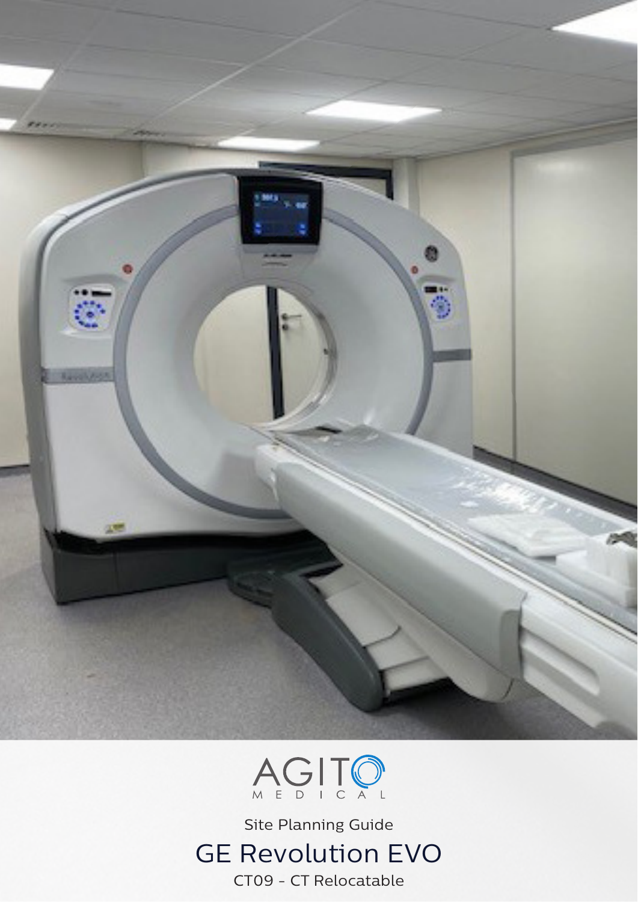AGITO MEDICAL

Site Planning Guide

# GE Revolution EVO

CT09 - CT Relocatable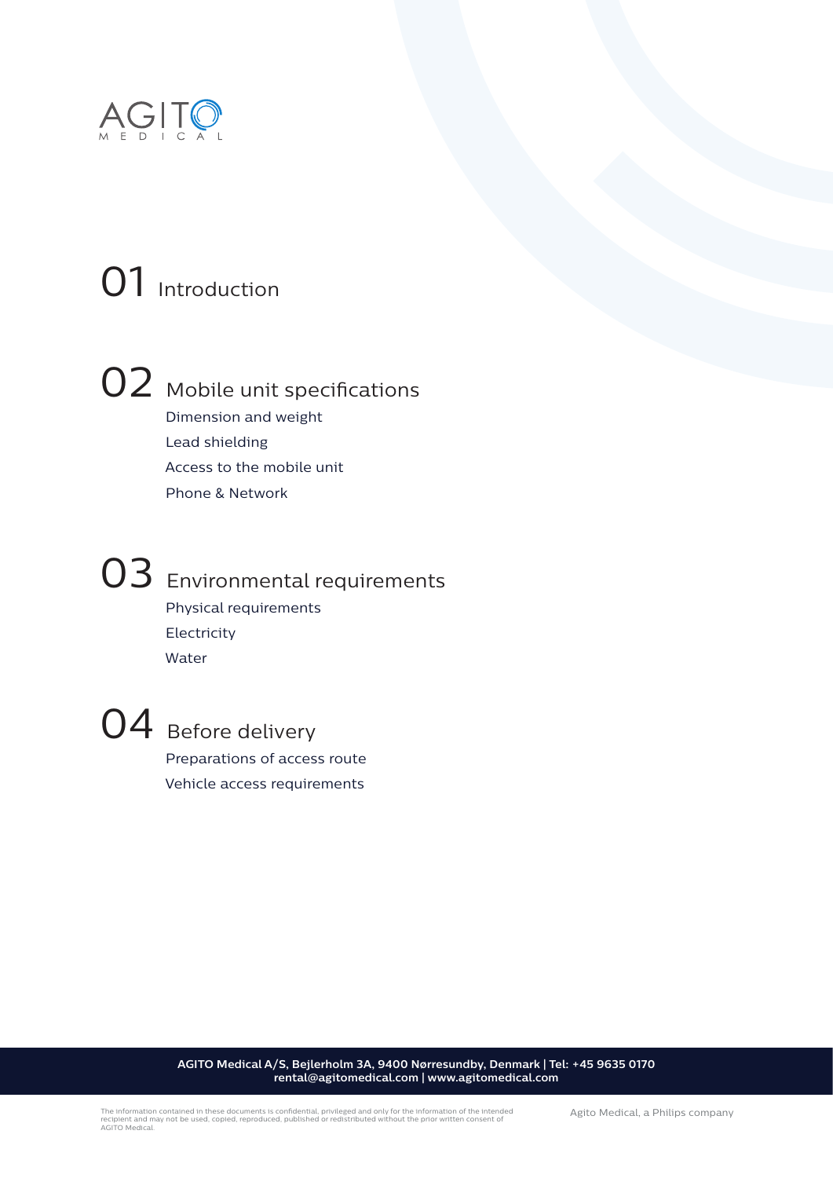AGITO MEDICAL

# 01 Introduction

# 02 Mobile unit specifications

- Dimension and weight
- Lead shielding
- Access to the mobile unit
- Phone & Network

# 03 Environmental requirements

- Physical requirements
- Electricity
- Water

# 04 Before delivery

- Preparations of access route
- Vehicle access requirements

**AGITO Medical A/S, Bejlerholm 3A, 9400 Nørresundby, Denmark | Tel: +45 9635 0170**
**rental@agitomedical.com | www.agitomedical.com**

The information contained in these documents is confidential, privileged and only for the information of the intended recipient and may not be used, copied, reproduced, published or redistributed without the prior written consent of AGITO Medical.

Agito Medical, a Philips company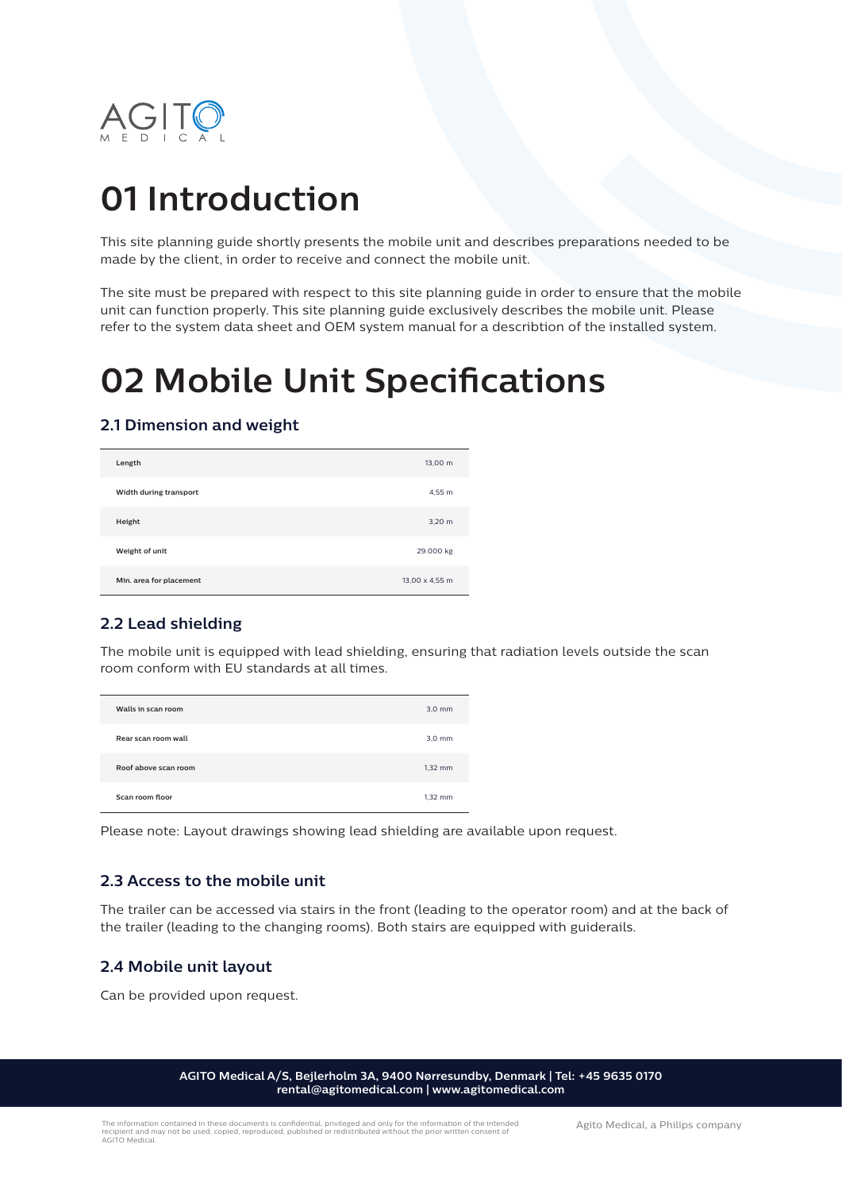# 01 Introduction

This site planning guide shortly presents the mobile unit and describes preparations needed to be made by the client, in order to receive and connect the mobile unit.

The site must be prepared with respect to this site planning guide in order to ensure that the mobile unit can function properly. This site planning guide exclusively describes the mobile unit. Please refer to the system data sheet and OEM system manual for a describtion of the installed system.

# 02 Mobile Unit Specifications

## 2.1 Dimension and weight

| | |
|---|---|
| Length | 13,00 m |
| Width during transport | 4,55 m |
| Height | 3,20 m |
| Weight of unit | 29.000 kg |
| Min. area for placement | 13,00 x 4,55 m |

## 2.2 Lead shielding

The mobile unit is equipped with lead shielding, ensuring that radiation levels outside the scan room conform with EU standards at all times.

| | |
|---|---|
| Walls in scan room | 3,0 mm |
| Rear scan room wall | 3,0 mm |
| Roof above scan room | 1,32 mm |
| Scan room floor | 1,32 mm |

Please note: Layout drawings showing lead shielding are available upon request.

## 2.3 Access to the mobile unit

The trailer can be accessed via stairs in the front (leading to the operator room) and at the back of the trailer (leading to the changing rooms). Both stairs are equipped with guiderails.

## 2.4 Mobile unit layout

Can be provided upon request.

**AGITO Medical A/S, Bejlerholm 3A, 9400 Nørresundby, Denmark | Tel: +45 9635 0170**
**rental@agitomedical.com | www.agitomedical.com**

The information contained in these documents is confidential, privileged and only for the information of the intended recipient and may not be used, copied, reproduced, published or redistributed without the prior written consent of AGITO Medical.

Agito Medical, a Philips company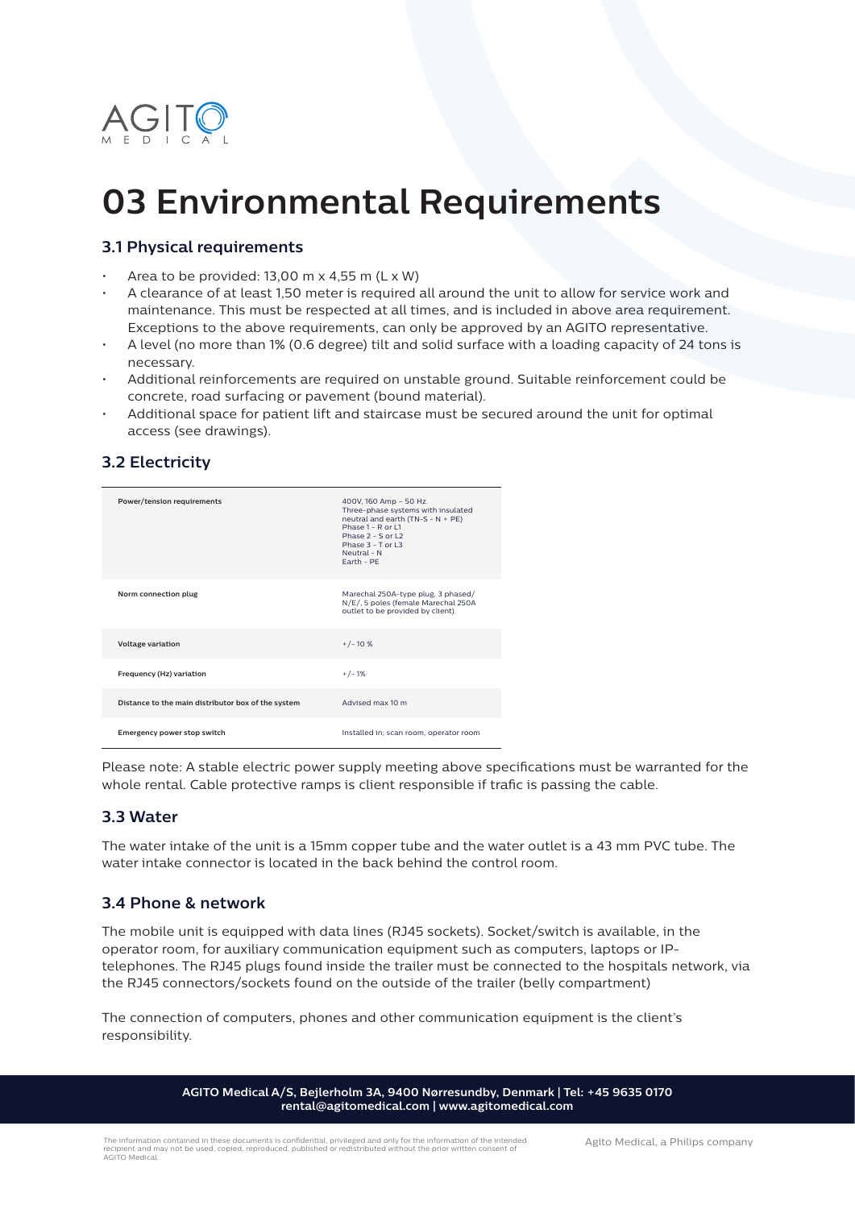# 03 Environmental Requirements

## 3.1 Physical requirements

- Area to be provided: 13,00 m x 4,55 m (L x W)
- A clearance of at least 1,50 meter is required all around the unit to allow for service work and maintenance. This must be respected at all times, and is included in above area requirement. Exceptions to the above requirements, can only be approved by an AGITO representative.
- A level (no more than 1% (0.6 degree) tilt and solid surface with a loading capacity of 24 tons is necessary.
- Additional reinforcements are required on unstable ground. Suitable reinforcement could be concrete, road surfacing or pavement (bound material).
- Additional space for patient lift and staircase must be secured around the unit for optimal access (see drawings).

## 3.2 Electricity

| | |
|---|---|
| **Power/tension requirements** | 400V, 160 Amp – 50 Hz. Three-phase systems with insulated neutral and earth (TN-S - N + PE) Phase 1 - R or L1 Phase 2 - S or L2 Phase 3 - T or L3 Neutral - N Earth - PE |
| **Norm connection plug** | Marechal 250A-type plug, 3 phased/ N/E/, 5 poles (female Marechal 250A outlet to be provided by client). |
| **Voltage variation** | +/- 10 % |
| **Frequency (Hz) variation** | +/- 1% |
| **Distance to the main distributor box of the system** | Advised max 10 m |
| **Emergency power stop switch** | Installed in; scan room, operator room |

Please note: A stable electric power supply meeting above specifications must be warranted for the whole rental. Cable protective ramps is client responsible if trafic is passing the cable.

## 3.3 Water

The water intake of the unit is a 15mm copper tube and the water outlet is a 43 mm PVC tube. The water intake connector is located in the back behind the control room.

## 3.4 Phone & network

The mobile unit is equipped with data lines (RJ45 sockets). Socket/switch is available, in the operator room, for auxiliary communication equipment such as computers, laptops or IP-telephones. The RJ45 plugs found inside the trailer must be connected to the hospitals network, via the RJ45 connectors/sockets found on the outside of the trailer (belly compartment)

The connection of computers, phones and other communication equipment is the client's responsibility.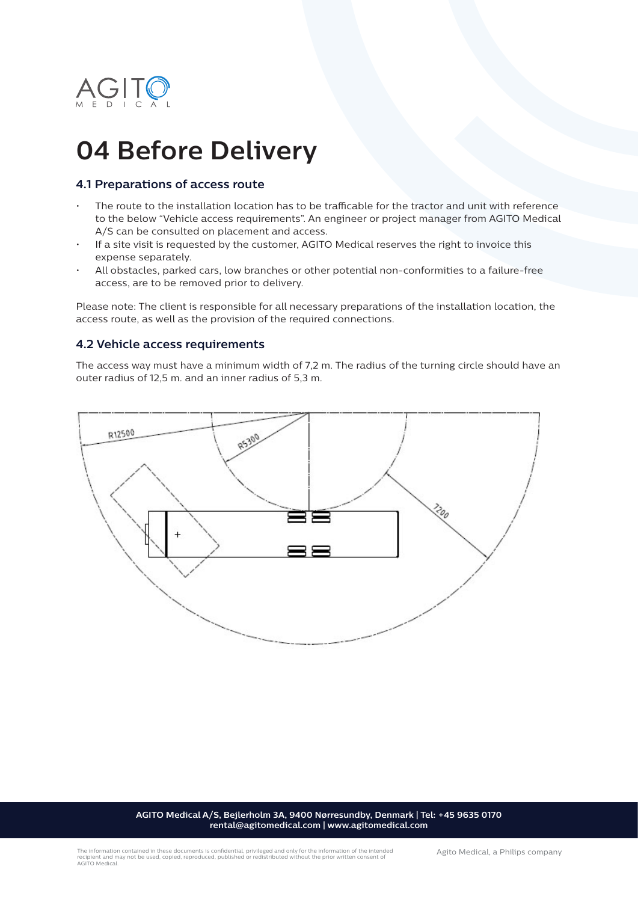# 04 Before Delivery

## 4.1 Preparations of access route

- The route to the installation location has to be trafficable for the tractor and unit with reference to the below "Vehicle access requirements". An engineer or project manager from AGITO Medical A/S can be consulted on placement and access.
- If a site visit is requested by the customer, AGITO Medical reserves the right to invoice this expense separately.
- All obstacles, parked cars, low branches or other potential non-conformities to a failure-free access, are to be removed prior to delivery.

Please note: The client is responsible for all necessary preparations of the installation location, the access route, as well as the provision of the required connections.

## 4.2 Vehicle access requirements

The access way must have a minimum width of 7,2 m. The radius of the turning circle should have an outer radius of 12,5 m. and an inner radius of 5,3 m.

R12500

R5300

7200